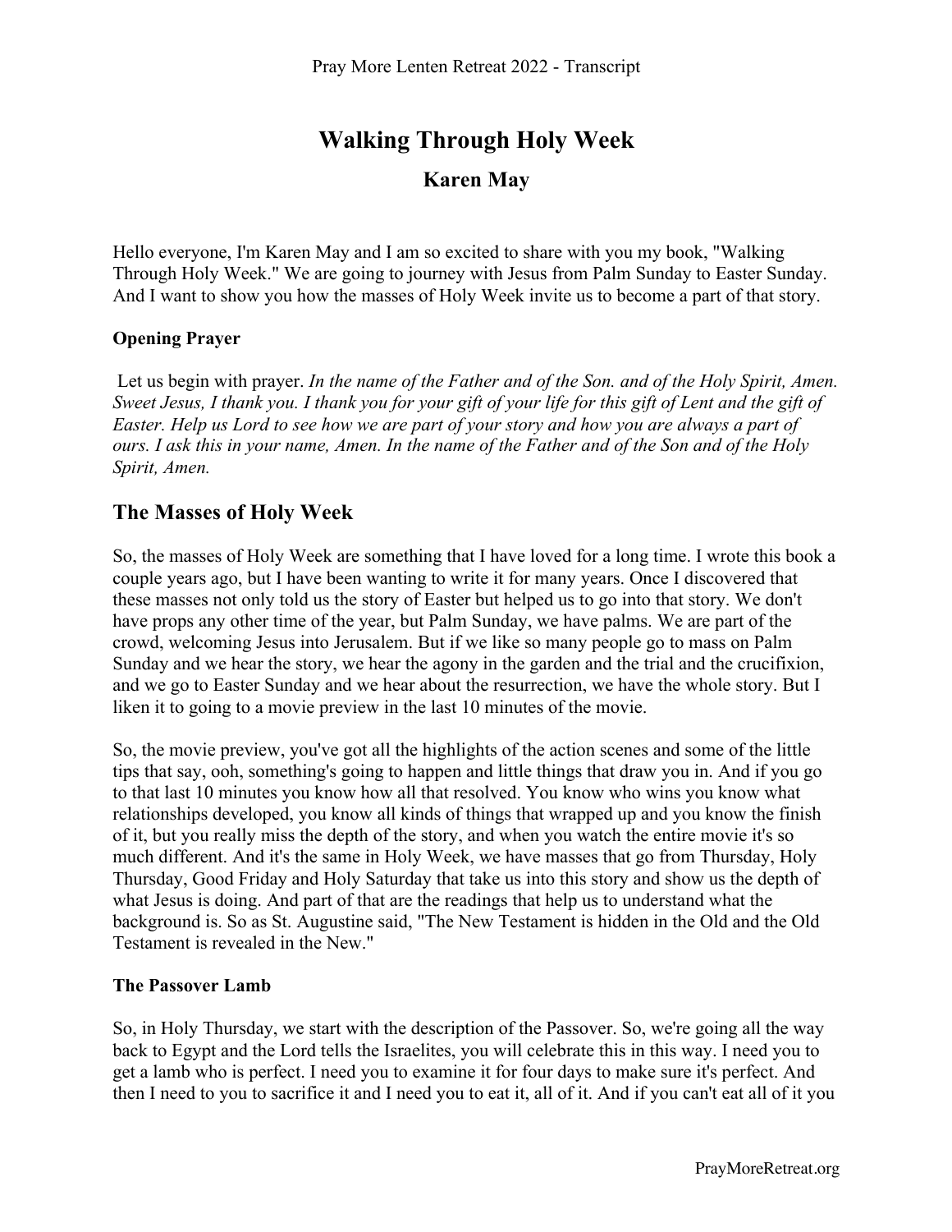# Walking Through Holy Week

## Karen May

Hello everyone, I'm Karen May and I am so excited to share with you my book, "Walking Through Holy Week." We are going to journey with Jesus from Palm Sunday to Easter Sunday. And I want to show you how the masses of Holy Week invite us to become a part of that story.

**Opening Prayer**

Let us begin with prayer. *In the name of the Father and of the Son. and of the Holy Spirit, Amen. Sweet Jesus, I thank you. I thank you for your gift of your life for this gift of Lent and the gift of Easter. Help us Lord to see how we are part of your story and how you are always a part of ours. I ask this in your name, Amen. In the name of the Father and of the Son and of the Holy Spirit, Amen.*

## The Masses of Holy Week

So, the masses of Holy Week are something that I have loved for a long time. I wrote this book a couple years ago, but I have been wanting to write it for many years. Once I discovered that these masses not only told us the story of Easter but helped us to go into that story. We don't have props any other time of the year, but Palm Sunday, we have palms. We are part of the crowd, welcoming Jesus into Jerusalem. But if we like so many people go to mass on Palm Sunday and we hear the story, we hear the agony in the garden and the trial and the crucifixion, and we go to Easter Sunday and we hear about the resurrection, we have the whole story. But I liken it to going to a movie preview in the last 10 minutes of the movie.

So, the movie preview, you've got all the highlights of the action scenes and some of the little tips that say, ooh, something's going to happen and little things that draw you in. And if you go to that last 10 minutes you know how all that resolved. You know who wins you know what relationships developed, you know all kinds of things that wrapped up and you know the finish of it, but you really miss the depth of the story, and when you watch the entire movie it's so much different. And it's the same in Holy Week, we have masses that go from Thursday, Holy Thursday, Good Friday and Holy Saturday that take us into this story and show us the depth of what Jesus is doing. And part of that are the readings that help us to understand what the background is. So as St. Augustine said, "The New Testament is hidden in the Old and the Old Testament is revealed in the New."

**The Passover Lamb**

So, in Holy Thursday, we start with the description of the Passover. So, we're going all the way back to Egypt and the Lord tells the Israelites, you will celebrate this in this way. I need you to get a lamb who is perfect. I need you to examine it for four days to make sure it's perfect. And then I need to you to sacrifice it and I need you to eat it, all of it. And if you can't eat all of it you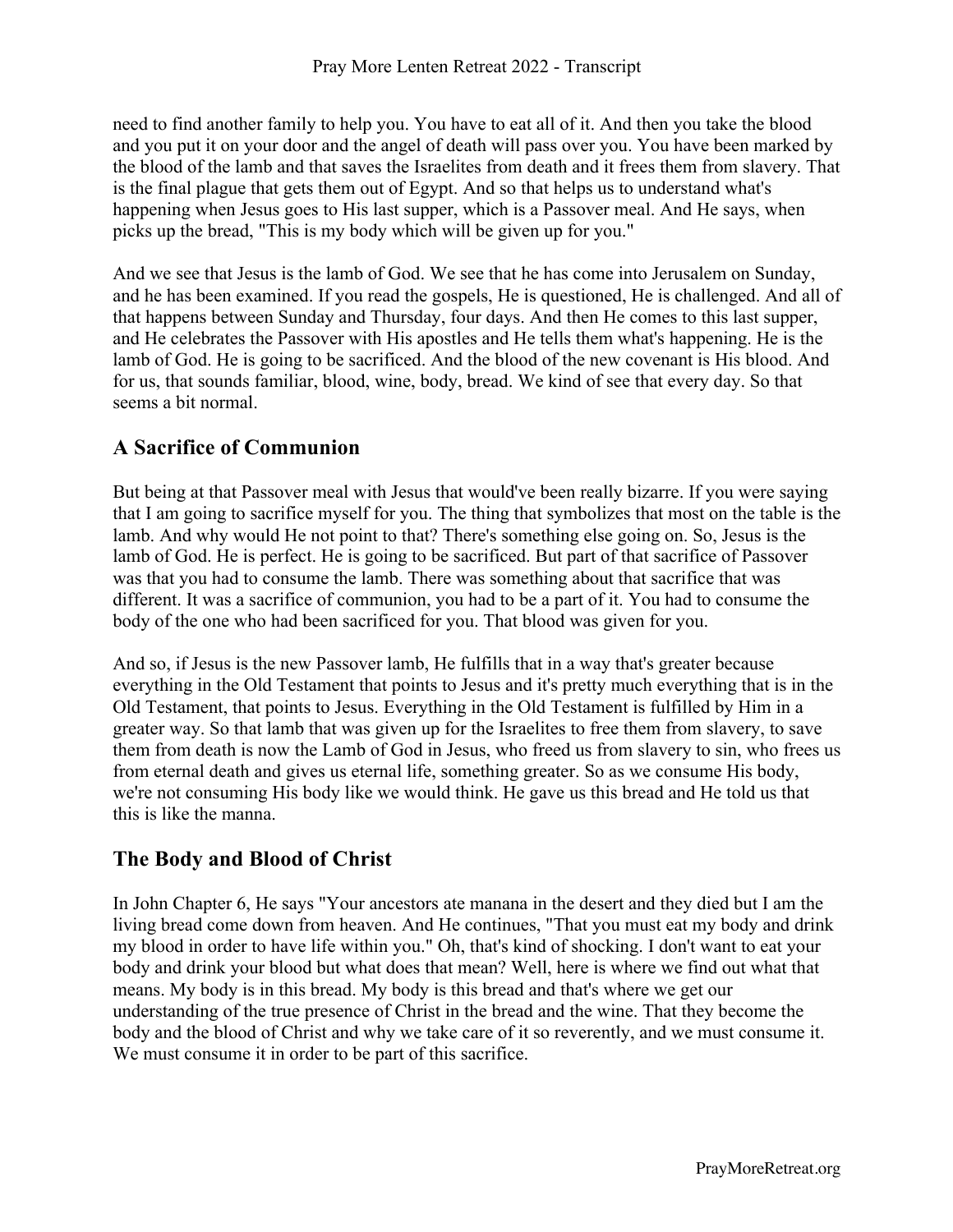need to find another family to help you. You have to eat all of it. And then you take the blood and you put it on your door and the angel of death will pass over you. You have been marked by the blood of the lamb and that saves the Israelites from death and it frees them from slavery. That is the final plague that gets them out of Egypt. And so that helps us to understand what's happening when Jesus goes to His last supper, which is a Passover meal. And He says, when picks up the bread, "This is my body which will be given up for you."

And we see that Jesus is the lamb of God. We see that he has come into Jerusalem on Sunday, and he has been examined. If you read the gospels, He is questioned, He is challenged. And all of that happens between Sunday and Thursday, four days. And then He comes to this last supper, and He celebrates the Passover with His apostles and He tells them what's happening. He is the lamb of God. He is going to be sacrificed. And the blood of the new covenant is His blood. And for us, that sounds familiar, blood, wine, body, bread. We kind of see that every day. So that seems a bit normal.

## A Sacrifice of Communion

But being at that Passover meal with Jesus that would've been really bizarre. If you were saying that I am going to sacrifice myself for you. The thing that symbolizes that most on the table is the lamb. And why would He not point to that? There's something else going on. So, Jesus is the lamb of God. He is perfect. He is going to be sacrificed. But part of that sacrifice of Passover was that you had to consume the lamb. There was something about that sacrifice that was different. It was a sacrifice of communion, you had to be a part of it. You had to consume the body of the one who had been sacrificed for you. That blood was given for you.

And so, if Jesus is the new Passover lamb, He fulfills that in a way that's greater because everything in the Old Testament that points to Jesus and it's pretty much everything that is in the Old Testament, that points to Jesus. Everything in the Old Testament is fulfilled by Him in a greater way. So that lamb that was given up for the Israelites to free them from slavery, to save them from death is now the Lamb of God in Jesus, who freed us from slavery to sin, who frees us from eternal death and gives us eternal life, something greater. So as we consume His body, we're not consuming His body like we would think. He gave us this bread and He told us that this is like the manna.

## The Body and Blood of Christ

In John Chapter 6, He says "Your ancestors ate manana in the desert and they died but I am the living bread come down from heaven. And He continues, "That you must eat my body and drink my blood in order to have life within you." Oh, that's kind of shocking. I don't want to eat your body and drink your blood but what does that mean? Well, here is where we find out what that means. My body is in this bread. My body is this bread and that's where we get our understanding of the true presence of Christ in the bread and the wine. That they become the body and the blood of Christ and why we take care of it so reverently, and we must consume it. We must consume it in order to be part of this sacrifice.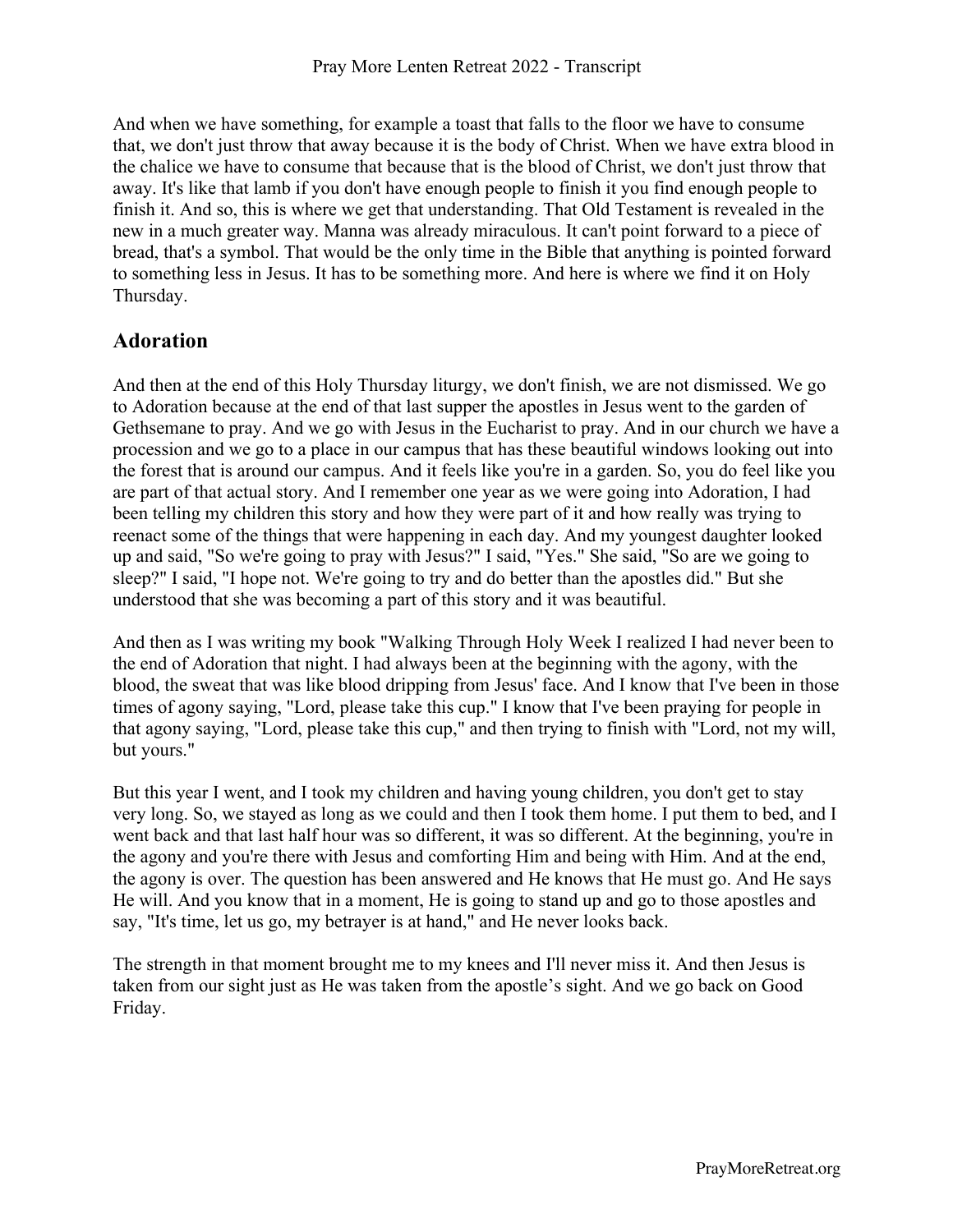And when we have something, for example a toast that falls to the floor we have to consume that, we don't just throw that away because it is the body of Christ. When we have extra blood in the chalice we have to consume that because that is the blood of Christ, we don't just throw that away. It's like that lamb if you don't have enough people to finish it you find enough people to finish it. And so, this is where we get that understanding. That Old Testament is revealed in the new in a much greater way. Manna was already miraculous. It can't point forward to a piece of bread, that's a symbol. That would be the only time in the Bible that anything is pointed forward to something less in Jesus. It has to be something more. And here is where we find it on Holy Thursday.

## Adoration

And then at the end of this Holy Thursday liturgy, we don't finish, we are not dismissed. We go to Adoration because at the end of that last supper the apostles in Jesus went to the garden of Gethsemane to pray. And we go with Jesus in the Eucharist to pray. And in our church we have a procession and we go to a place in our campus that has these beautiful windows looking out into the forest that is around our campus. And it feels like you're in a garden. So, you do feel like you are part of that actual story. And I remember one year as we were going into Adoration, I had been telling my children this story and how they were part of it and how really was trying to reenact some of the things that were happening in each day. And my youngest daughter looked up and said, "So we're going to pray with Jesus?" I said, "Yes." She said, "So are we going to sleep?" I said, "I hope not. We're going to try and do better than the apostles did." But she understood that she was becoming a part of this story and it was beautiful.

And then as I was writing my book "Walking Through Holy Week I realized I had never been to the end of Adoration that night. I had always been at the beginning with the agony, with the blood, the sweat that was like blood dripping from Jesus' face. And I know that I've been in those times of agony saying, "Lord, please take this cup." I know that I've been praying for people in that agony saying, "Lord, please take this cup," and then trying to finish with "Lord, not my will, but yours."

But this year I went, and I took my children and having young children, you don't get to stay very long. So, we stayed as long as we could and then I took them home. I put them to bed, and I went back and that last half hour was so different, it was so different. At the beginning, you're in the agony and you're there with Jesus and comforting Him and being with Him. And at the end, the agony is over. The question has been answered and He knows that He must go. And He says He will. And you know that in a moment, He is going to stand up and go to those apostles and say, "It's time, let us go, my betrayer is at hand," and He never looks back.

The strength in that moment brought me to my knees and I'll never miss it. And then Jesus is taken from our sight just as He was taken from the apostle's sight. And we go back on Good Friday.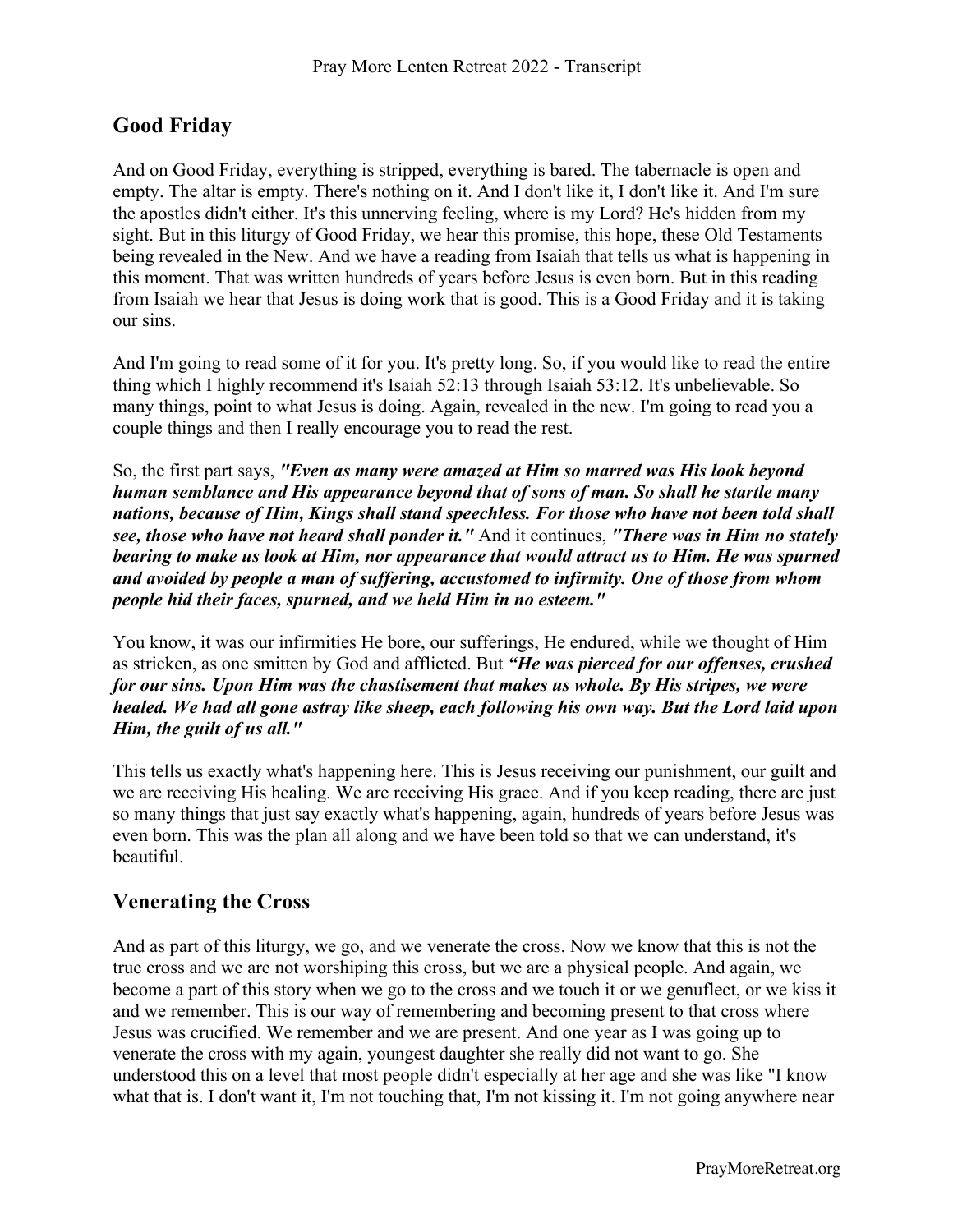## Good Friday

And on Good Friday, everything is stripped, everything is bared. The tabernacle is open and empty. The altar is empty. There's nothing on it. And I don't like it, I don't like it. And I'm sure the apostles didn't either. It's this unnerving feeling, where is my Lord? He's hidden from my sight. But in this liturgy of Good Friday, we hear this promise, this hope, these Old Testaments being revealed in the New. And we have a reading from Isaiah that tells us what is happening in this moment. That was written hundreds of years before Jesus is even born. But in this reading from Isaiah we hear that Jesus is doing work that is good. This is a Good Friday and it is taking our sins.

And I'm going to read some of it for you. It's pretty long. So, if you would like to read the entire thing which I highly recommend it's Isaiah 52:13 through Isaiah 53:12. It's unbelievable. So many things, point to what Jesus is doing. Again, revealed in the new. I'm going to read you a couple things and then I really encourage you to read the rest.

So, the first part says, ***"Even as many were amazed at Him so marred was His look beyond human semblance and His appearance beyond that of sons of man. So shall he startle many nations, because of Him, Kings shall stand speechless. For those who have not been told shall see, those who have not heard shall ponder it."*** And it continues, ***"There was in Him no stately bearing to make us look at Him, nor appearance that would attract us to Him. He was spurned and avoided by people a man of suffering, accustomed to infirmity. One of those from whom people hid their faces, spurned, and we held Him in no esteem."***

You know, it was our infirmities He bore, our sufferings, He endured, while we thought of Him as stricken, as one smitten by God and afflicted. But ***"He was pierced for our offenses, crushed for our sins. Upon Him was the chastisement that makes us whole. By His stripes, we were healed. We had all gone astray like sheep, each following his own way. But the Lord laid upon Him, the guilt of us all."***

This tells us exactly what's happening here. This is Jesus receiving our punishment, our guilt and we are receiving His healing. We are receiving His grace. And if you keep reading, there are just so many things that just say exactly what's happening, again, hundreds of years before Jesus was even born. This was the plan all along and we have been told so that we can understand, it's beautiful.

## Venerating the Cross

And as part of this liturgy, we go, and we venerate the cross. Now we know that this is not the true cross and we are not worshiping this cross, but we are a physical people. And again, we become a part of this story when we go to the cross and we touch it or we genuflect, or we kiss it and we remember. This is our way of remembering and becoming present to that cross where Jesus was crucified. We remember and we are present. And one year as I was going up to venerate the cross with my again, youngest daughter she really did not want to go. She understood this on a level that most people didn't especially at her age and she was like "I know what that is. I don't want it, I'm not touching that, I'm not kissing it. I'm not going anywhere near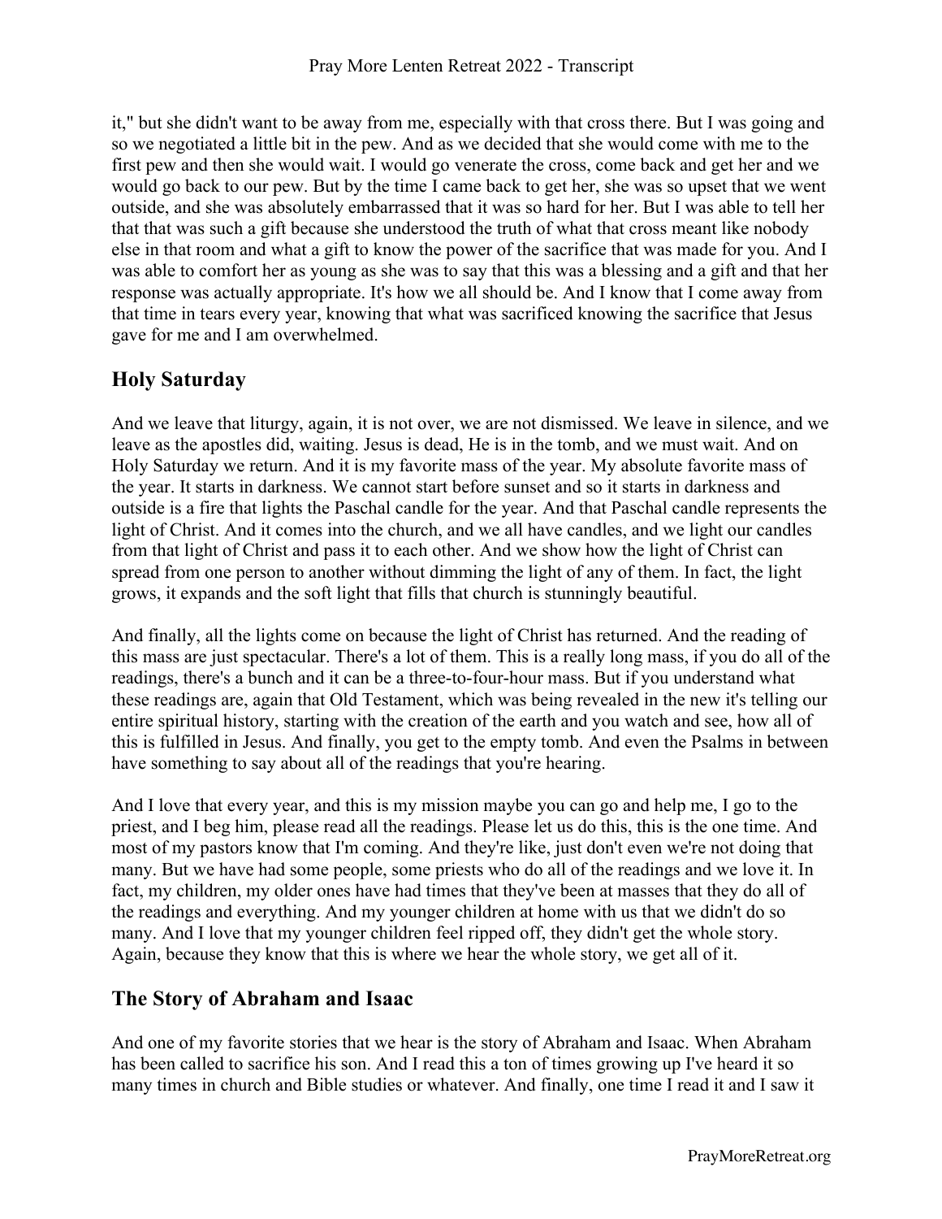it," but she didn't want to be away from me, especially with that cross there. But I was going and so we negotiated a little bit in the pew. And as we decided that she would come with me to the first pew and then she would wait. I would go venerate the cross, come back and get her and we would go back to our pew. But by the time I came back to get her, she was so upset that we went outside, and she was absolutely embarrassed that it was so hard for her. But I was able to tell her that that was such a gift because she understood the truth of what that cross meant like nobody else in that room and what a gift to know the power of the sacrifice that was made for you. And I was able to comfort her as young as she was to say that this was a blessing and a gift and that her response was actually appropriate. It's how we all should be. And I know that I come away from that time in tears every year, knowing that what was sacrificed knowing the sacrifice that Jesus gave for me and I am overwhelmed.

## Holy Saturday

And we leave that liturgy, again, it is not over, we are not dismissed. We leave in silence, and we leave as the apostles did, waiting. Jesus is dead, He is in the tomb, and we must wait. And on Holy Saturday we return. And it is my favorite mass of the year. My absolute favorite mass of the year. It starts in darkness. We cannot start before sunset and so it starts in darkness and outside is a fire that lights the Paschal candle for the year. And that Paschal candle represents the light of Christ. And it comes into the church, and we all have candles, and we light our candles from that light of Christ and pass it to each other. And we show how the light of Christ can spread from one person to another without dimming the light of any of them. In fact, the light grows, it expands and the soft light that fills that church is stunningly beautiful.

And finally, all the lights come on because the light of Christ has returned. And the reading of this mass are just spectacular. There's a lot of them. This is a really long mass, if you do all of the readings, there's a bunch and it can be a three-to-four-hour mass. But if you understand what these readings are, again that Old Testament, which was being revealed in the new it's telling our entire spiritual history, starting with the creation of the earth and you watch and see, how all of this is fulfilled in Jesus. And finally, you get to the empty tomb. And even the Psalms in between have something to say about all of the readings that you're hearing.

And I love that every year, and this is my mission maybe you can go and help me, I go to the priest, and I beg him, please read all the readings. Please let us do this, this is the one time. And most of my pastors know that I'm coming. And they're like, just don't even we're not doing that many. But we have had some people, some priests who do all of the readings and we love it. In fact, my children, my older ones have had times that they've been at masses that they do all of the readings and everything. And my younger children at home with us that we didn't do so many. And I love that my younger children feel ripped off, they didn't get the whole story. Again, because they know that this is where we hear the whole story, we get all of it.

## The Story of Abraham and Isaac

And one of my favorite stories that we hear is the story of Abraham and Isaac. When Abraham has been called to sacrifice his son. And I read this a ton of times growing up I've heard it so many times in church and Bible studies or whatever. And finally, one time I read it and I saw it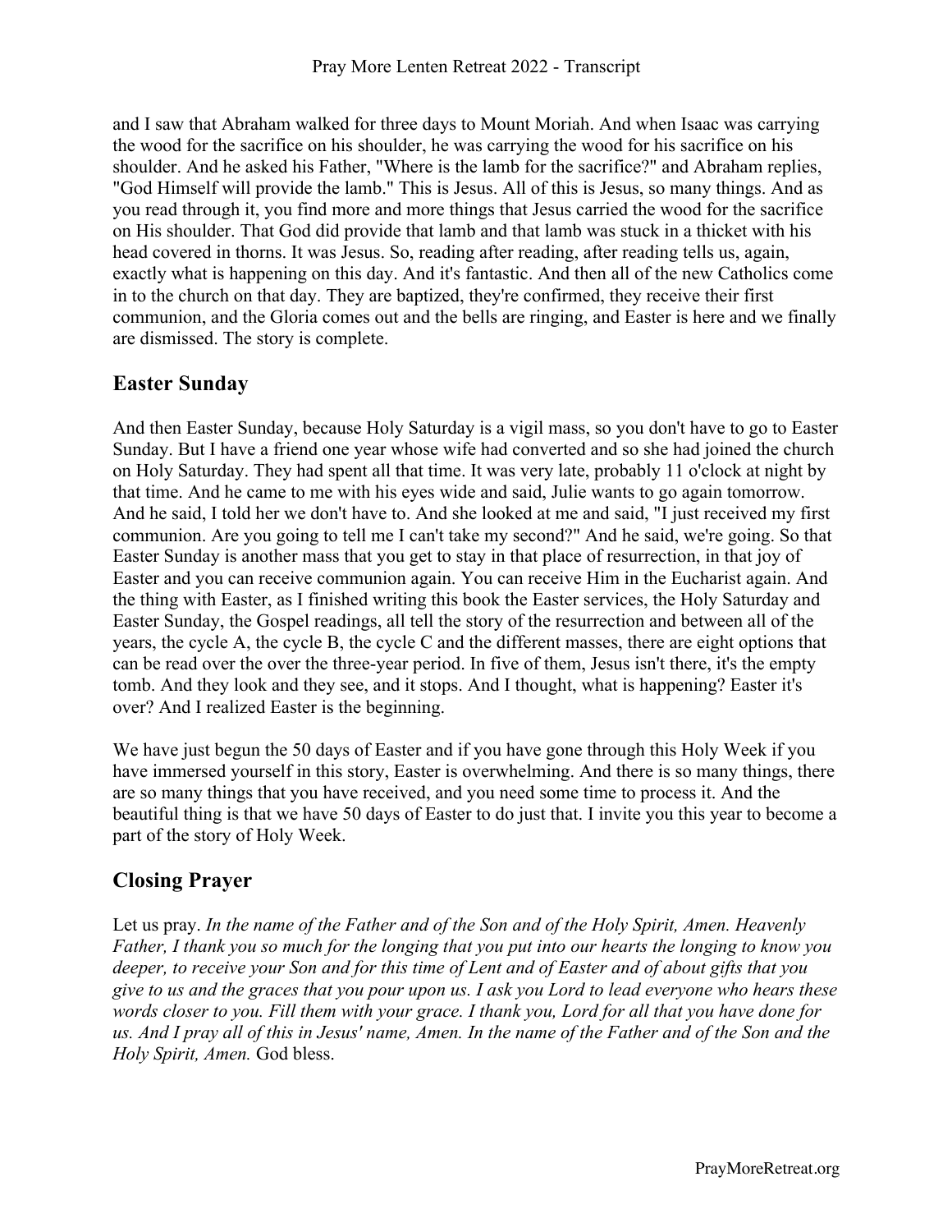and I saw that Abraham walked for three days to Mount Moriah. And when Isaac was carrying the wood for the sacrifice on his shoulder, he was carrying the wood for his sacrifice on his shoulder. And he asked his Father, "Where is the lamb for the sacrifice?" and Abraham replies, "God Himself will provide the lamb." This is Jesus. All of this is Jesus, so many things. And as you read through it, you find more and more things that Jesus carried the wood for the sacrifice on His shoulder. That God did provide that lamb and that lamb was stuck in a thicket with his head covered in thorns. It was Jesus. So, reading after reading, after reading tells us, again, exactly what is happening on this day. And it's fantastic. And then all of the new Catholics come in to the church on that day. They are baptized, they're confirmed, they receive their first communion, and the Gloria comes out and the bells are ringing, and Easter is here and we finally are dismissed. The story is complete.

## Easter Sunday

And then Easter Sunday, because Holy Saturday is a vigil mass, so you don't have to go to Easter Sunday. But I have a friend one year whose wife had converted and so she had joined the church on Holy Saturday. They had spent all that time. It was very late, probably 11 o'clock at night by that time. And he came to me with his eyes wide and said, Julie wants to go again tomorrow. And he said, I told her we don't have to. And she looked at me and said, "I just received my first communion. Are you going to tell me I can't take my second?" And he said, we're going. So that Easter Sunday is another mass that you get to stay in that place of resurrection, in that joy of Easter and you can receive communion again. You can receive Him in the Eucharist again. And the thing with Easter, as I finished writing this book the Easter services, the Holy Saturday and Easter Sunday, the Gospel readings, all tell the story of the resurrection and between all of the years, the cycle A, the cycle B, the cycle C and the different masses, there are eight options that can be read over the over the three-year period. In five of them, Jesus isn't there, it's the empty tomb. And they look and they see, and it stops. And I thought, what is happening? Easter it's over? And I realized Easter is the beginning.

We have just begun the 50 days of Easter and if you have gone through this Holy Week if you have immersed yourself in this story, Easter is overwhelming. And there is so many things, there are so many things that you have received, and you need some time to process it. And the beautiful thing is that we have 50 days of Easter to do just that. I invite you this year to become a part of the story of Holy Week.

## Closing Prayer

Let us pray. *In the name of the Father and of the Son and of the Holy Spirit, Amen. Heavenly Father, I thank you so much for the longing that you put into our hearts the longing to know you deeper, to receive your Son and for this time of Lent and of Easter and of about gifts that you give to us and the graces that you pour upon us. I ask you Lord to lead everyone who hears these words closer to you. Fill them with your grace. I thank you, Lord for all that you have done for us. And I pray all of this in Jesus' name, Amen. In the name of the Father and of the Son and the Holy Spirit, Amen.* God bless.